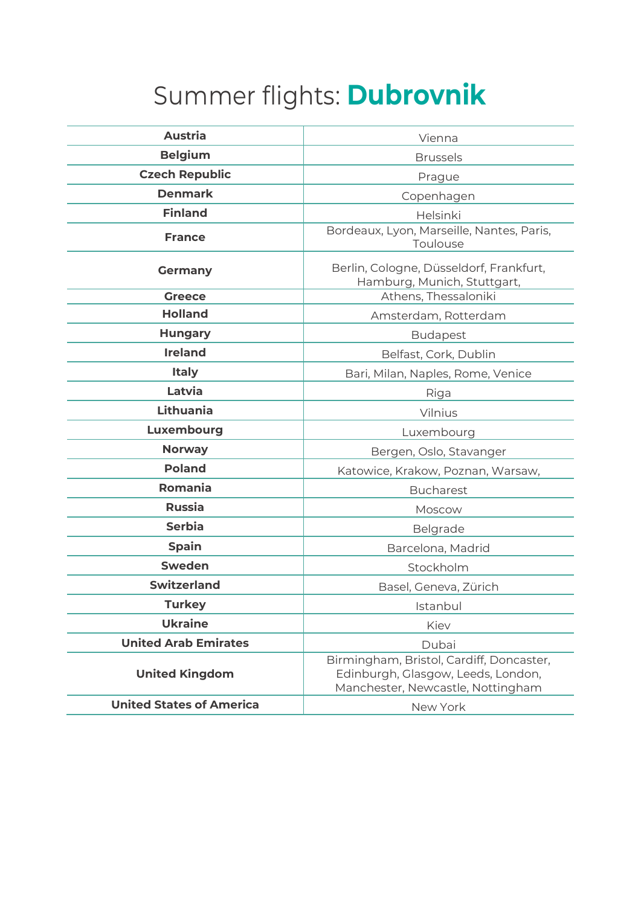# Summer flights: **Dubrovnik**

| | |
|---|---|
| **Austria** | Vienna |
| **Belgium** | Brussels |
| **Czech Republic** | Prague |
| **Denmark** | Copenhagen |
| **Finland** | Helsinki |
| **France** | Bordeaux, Lyon, Marseille, Nantes, Paris, Toulouse |
| **Germany** | Berlin, Cologne, Düsseldorf, Frankfurt, Hamburg, Munich, Stuttgart, |
| **Greece** | Athens, Thessaloniki |
| **Holland** | Amsterdam, Rotterdam |
| **Hungary** | Budapest |
| **Ireland** | Belfast, Cork, Dublin |
| **Italy** | Bari, Milan, Naples, Rome, Venice |
| **Latvia** | Riga |
| **Lithuania** | Vilnius |
| **Luxembourg** | Luxembourg |
| **Norway** | Bergen, Oslo, Stavanger |
| **Poland** | Katowice, Krakow, Poznan, Warsaw, |
| **Romania** | Bucharest |
| **Russia** | Moscow |
| **Serbia** | Belgrade |
| **Spain** | Barcelona, Madrid |
| **Sweden** | Stockholm |
| **Switzerland** | Basel, Geneva, Zürich |
| **Turkey** | Istanbul |
| **Ukraine** | Kiev |
| **United Arab Emirates** | Dubai |
| **United Kingdom** | Birmingham, Bristol, Cardiff, Doncaster, Edinburgh, Glasgow, Leeds, London, Manchester, Newcastle, Nottingham |
| **United States of America** | New York |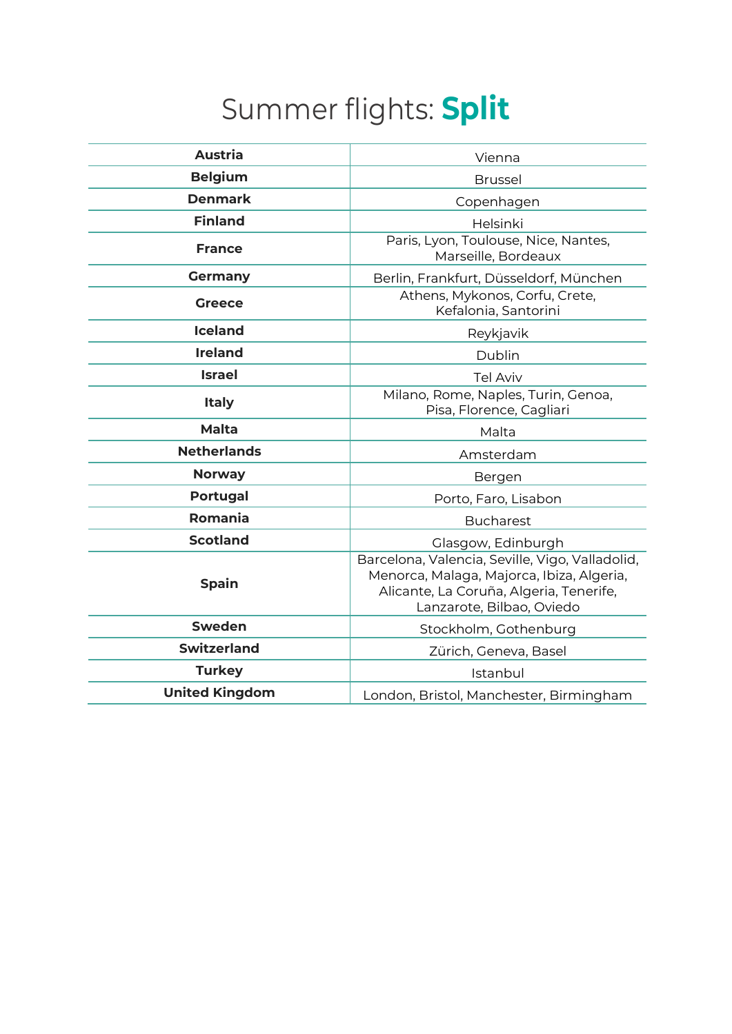# Summer flights: **Split**

| | |
|---|---|
| **Austria** | Vienna |
| **Belgium** | Brussel |
| **Denmark** | Copenhagen |
| **Finland** | Helsinki |
| **France** | Paris, Lyon, Toulouse, Nice, Nantes, Marseille, Bordeaux |
| **Germany** | Berlin, Frankfurt, Düsseldorf, München |
| **Greece** | Athens, Mykonos, Corfu, Crete, Kefalonia, Santorini |
| **Iceland** | Reykjavik |
| **Ireland** | Dublin |
| **Israel** | Tel Aviv |
| **Italy** | Milano, Rome, Naples, Turin, Genoa, Pisa, Florence, Cagliari |
| **Malta** | Malta |
| **Netherlands** | Amsterdam |
| **Norway** | Bergen |
| **Portugal** | Porto, Faro, Lisabon |
| **Romania** | Bucharest |
| **Scotland** | Glasgow, Edinburgh |
| **Spain** | Barcelona, Valencia, Seville, Vigo, Valladolid, Menorca, Malaga, Majorca, Ibiza, Algeria, Alicante, La Coruña, Algeria, Tenerife, Lanzarote, Bilbao, Oviedo |
| **Sweden** | Stockholm, Gothenburg |
| **Switzerland** | Zürich, Geneva, Basel |
| **Turkey** | Istanbul |
| **United Kingdom** | London, Bristol, Manchester, Birmingham |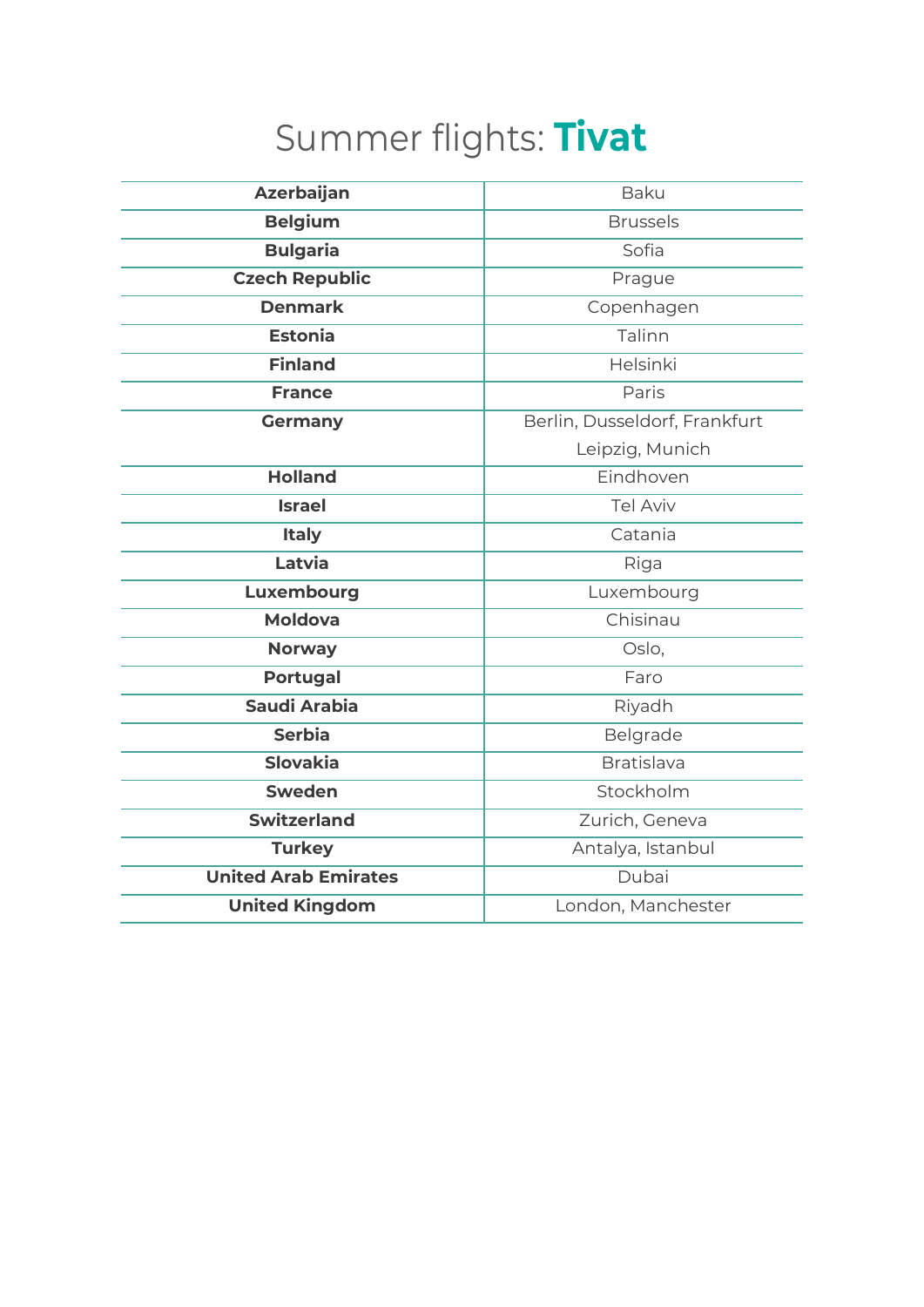# Summer flights: **Tivat**

| | |
|---|---|
| **Azerbaijan** | Baku |
| **Belgium** | Brussels |
| **Bulgaria** | Sofia |
| **Czech Republic** | Prague |
| **Denmark** | Copenhagen |
| **Estonia** | Talinn |
| **Finland** | Helsinki |
| **France** | Paris |
| **Germany** | Berlin, Dusseldorf, Frankfurt Leipzig, Munich |
| **Holland** | Eindhoven |
| **Israel** | Tel Aviv |
| **Italy** | Catania |
| **Latvia** | Riga |
| **Luxembourg** | Luxembourg |
| **Moldova** | Chisinau |
| **Norway** | Oslo, |
| **Portugal** | Faro |
| **Saudi Arabia** | Riyadh |
| **Serbia** | Belgrade |
| **Slovakia** | Bratislava |
| **Sweden** | Stockholm |
| **Switzerland** | Zurich, Geneva |
| **Turkey** | Antalya, Istanbul |
| **United Arab Emirates** | Dubai |
| **United Kingdom** | London, Manchester |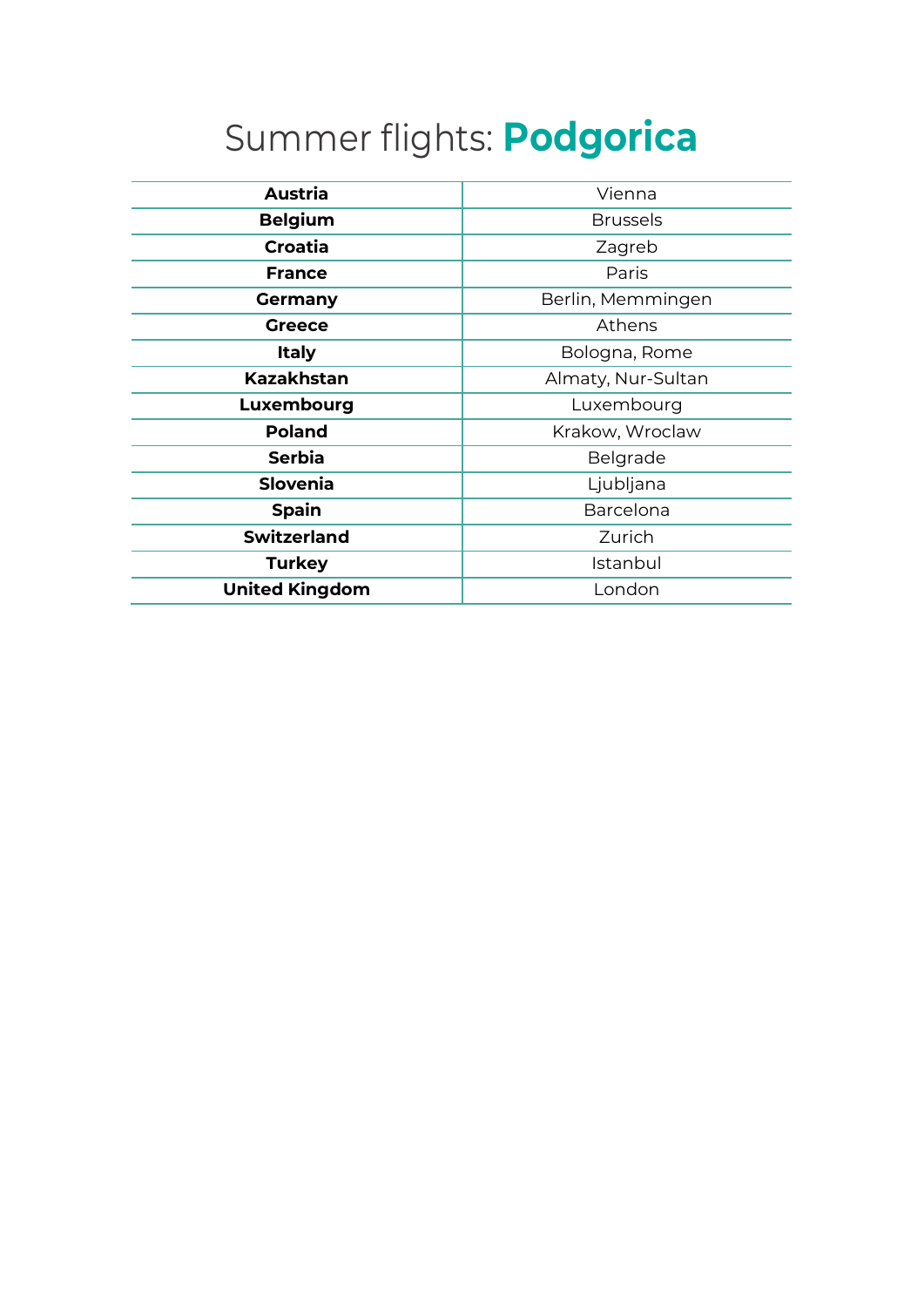# Summer flights: **Podgorica**

| | |
|---|---|
| **Austria** | Vienna |
| **Belgium** | Brussels |
| **Croatia** | Zagreb |
| **France** | Paris |
| **Germany** | Berlin, Memmingen |
| **Greece** | Athens |
| **Italy** | Bologna, Rome |
| **Kazakhstan** | Almaty, Nur-Sultan |
| **Luxembourg** | Luxembourg |
| **Poland** | Krakow, Wroclaw |
| **Serbia** | Belgrade |
| **Slovenia** | Ljubljana |
| **Spain** | Barcelona |
| **Switzerland** | Zurich |
| **Turkey** | Istanbul |
| **United Kingdom** | London |